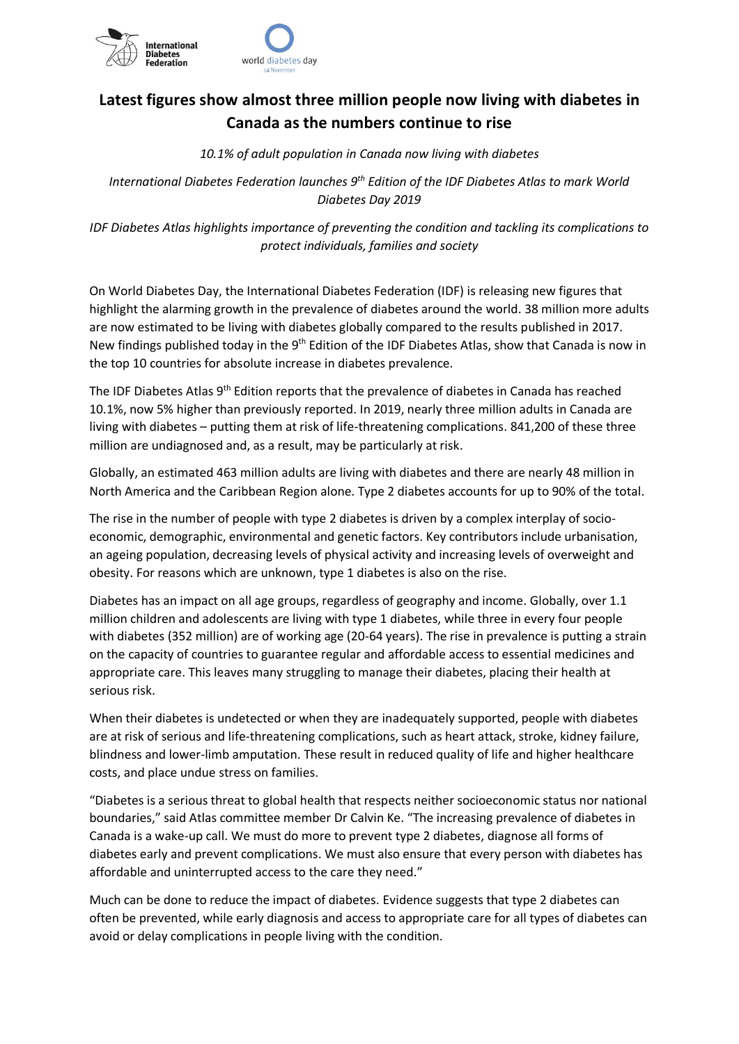# Latest figures show almost three million people now living with diabetes in Canada as the numbers continue to rise

*10.1% of adult population in Canada now living with diabetes*

*International Diabetes Federation launches 9th Edition of the IDF Diabetes Atlas to mark World Diabetes Day 2019*

*IDF Diabetes Atlas highlights importance of preventing the condition and tackling its complications to protect individuals, families and society*

On World Diabetes Day, the International Diabetes Federation (IDF) is releasing new figures that highlight the alarming growth in the prevalence of diabetes around the world. 38 million more adults are now estimated to be living with diabetes globally compared to the results published in 2017. New findings published today in the 9th Edition of the IDF Diabetes Atlas, show that Canada is now in the top 10 countries for absolute increase in diabetes prevalence.

The IDF Diabetes Atlas 9th Edition reports that the prevalence of diabetes in Canada has reached 10.1%, now 5% higher than previously reported. In 2019, nearly three million adults in Canada are living with diabetes – putting them at risk of life-threatening complications. 841,200 of these three million are undiagnosed and, as a result, may be particularly at risk.

Globally, an estimated 463 million adults are living with diabetes and there are nearly 48 million in North America and the Caribbean Region alone. Type 2 diabetes accounts for up to 90% of the total.

The rise in the number of people with type 2 diabetes is driven by a complex interplay of socio-economic, demographic, environmental and genetic factors. Key contributors include urbanisation, an ageing population, decreasing levels of physical activity and increasing levels of overweight and obesity. For reasons which are unknown, type 1 diabetes is also on the rise.

Diabetes has an impact on all age groups, regardless of geography and income. Globally, over 1.1 million children and adolescents are living with type 1 diabetes, while three in every four people with diabetes (352 million) are of working age (20-64 years). The rise in prevalence is putting a strain on the capacity of countries to guarantee regular and affordable access to essential medicines and appropriate care. This leaves many struggling to manage their diabetes, placing their health at serious risk.

When their diabetes is undetected or when they are inadequately supported, people with diabetes are at risk of serious and life-threatening complications, such as heart attack, stroke, kidney failure, blindness and lower-limb amputation. These result in reduced quality of life and higher healthcare costs, and place undue stress on families.

"Diabetes is a serious threat to global health that respects neither socioeconomic status nor national boundaries," said Atlas committee member Dr Calvin Ke. "The increasing prevalence of diabetes in Canada is a wake-up call. We must do more to prevent type 2 diabetes, diagnose all forms of diabetes early and prevent complications. We must also ensure that every person with diabetes has affordable and uninterrupted access to the care they need."

Much can be done to reduce the impact of diabetes. Evidence suggests that type 2 diabetes can often be prevented, while early diagnosis and access to appropriate care for all types of diabetes can avoid or delay complications in people living with the condition.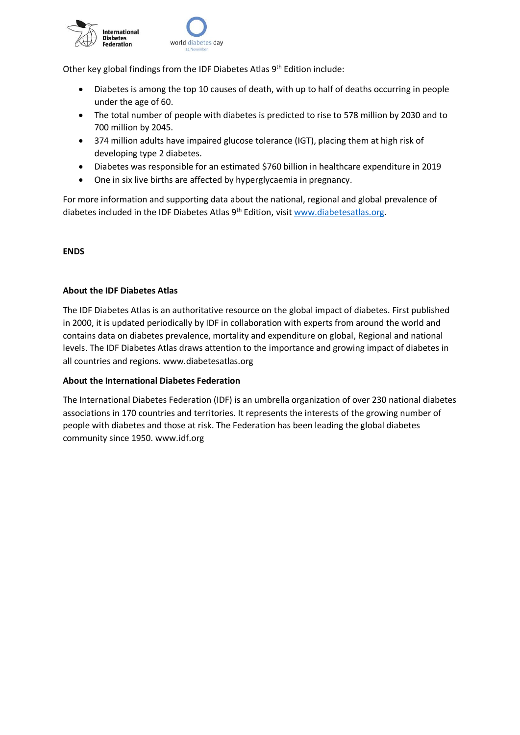Other key global findings from the IDF Diabetes Atlas 9th Edition include:

- Diabetes is among the top 10 causes of death, with up to half of deaths occurring in people under the age of 60.
- The total number of people with diabetes is predicted to rise to 578 million by 2030 and to 700 million by 2045.
- 374 million adults have impaired glucose tolerance (IGT), placing them at high risk of developing type 2 diabetes.
- Diabetes was responsible for an estimated $760 billion in healthcare expenditure in 2019
- One in six live births are affected by hyperglycaemia in pregnancy.

For more information and supporting data about the national, regional and global prevalence of diabetes included in the IDF Diabetes Atlas 9th Edition, visit [www.diabetesatlas.org](http://www.diabetesatlas.org).

**ENDS**

**About the IDF Diabetes Atlas**

The IDF Diabetes Atlas is an authoritative resource on the global impact of diabetes. First published in 2000, it is updated periodically by IDF in collaboration with experts from around the world and contains data on diabetes prevalence, mortality and expenditure on global, Regional and national levels. The IDF Diabetes Atlas draws attention to the importance and growing impact of diabetes in all countries and regions. www.diabetesatlas.org

**About the International Diabetes Federation**

The International Diabetes Federation (IDF) is an umbrella organization of over 230 national diabetes associations in 170 countries and territories. It represents the interests of the growing number of people with diabetes and those at risk. The Federation has been leading the global diabetes community since 1950. www.idf.org